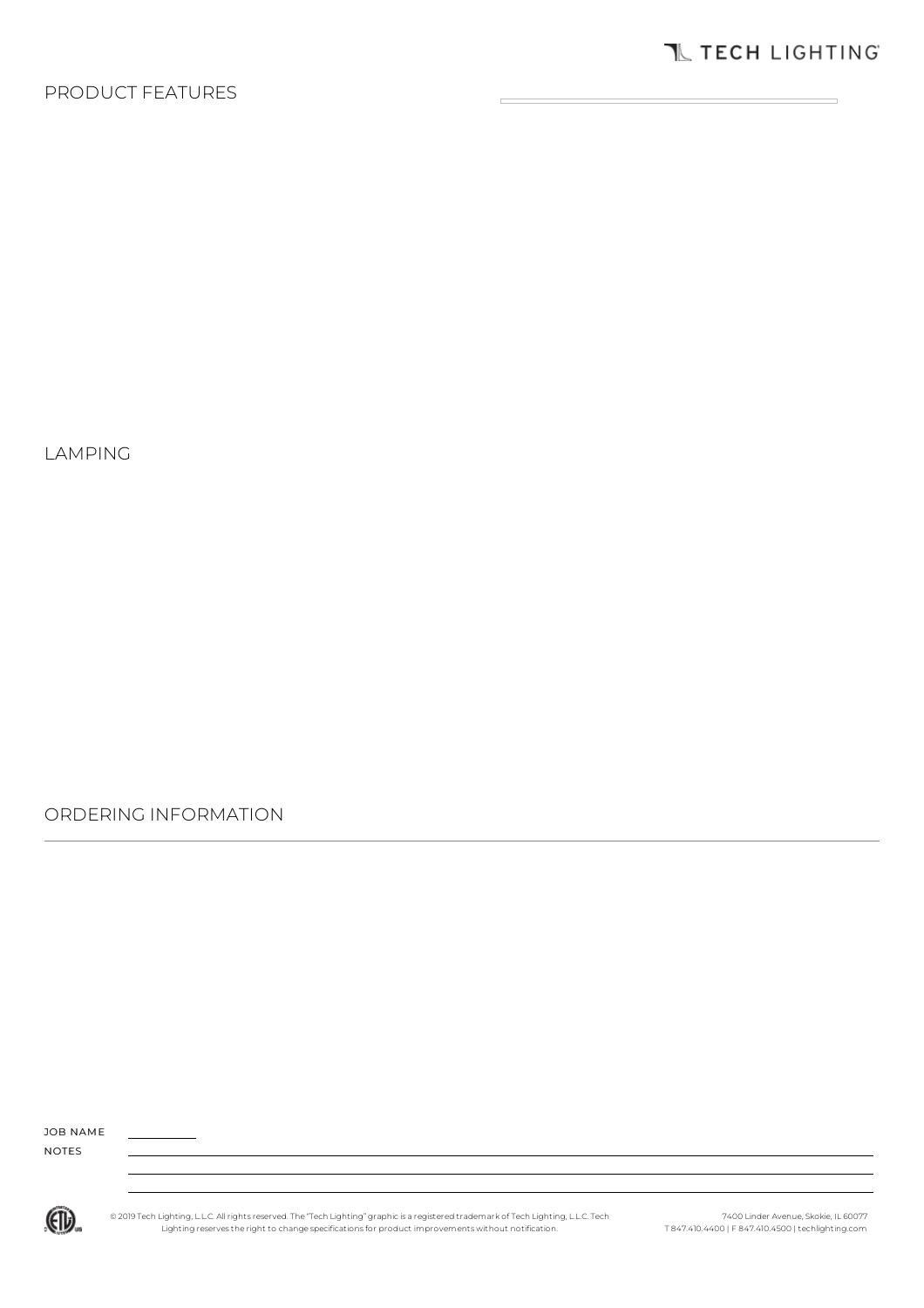# PRODUCT FEATURES

# LAMPING

# ORDERING INFORMATION

JOB NAME

NOTES

© 2019 Tech Lighting, L.L.C. All rights reserved. The "Tech Lighting" graphic is a registered trademark of Tech Lighting, L.L.C. Tech Lighting reserves the right to change specifications for product improvements without notification.

7400 Linder Avenue, Skokie, IL 60077
T 847.410.4400 | F 847.410.4500 | techlighting.com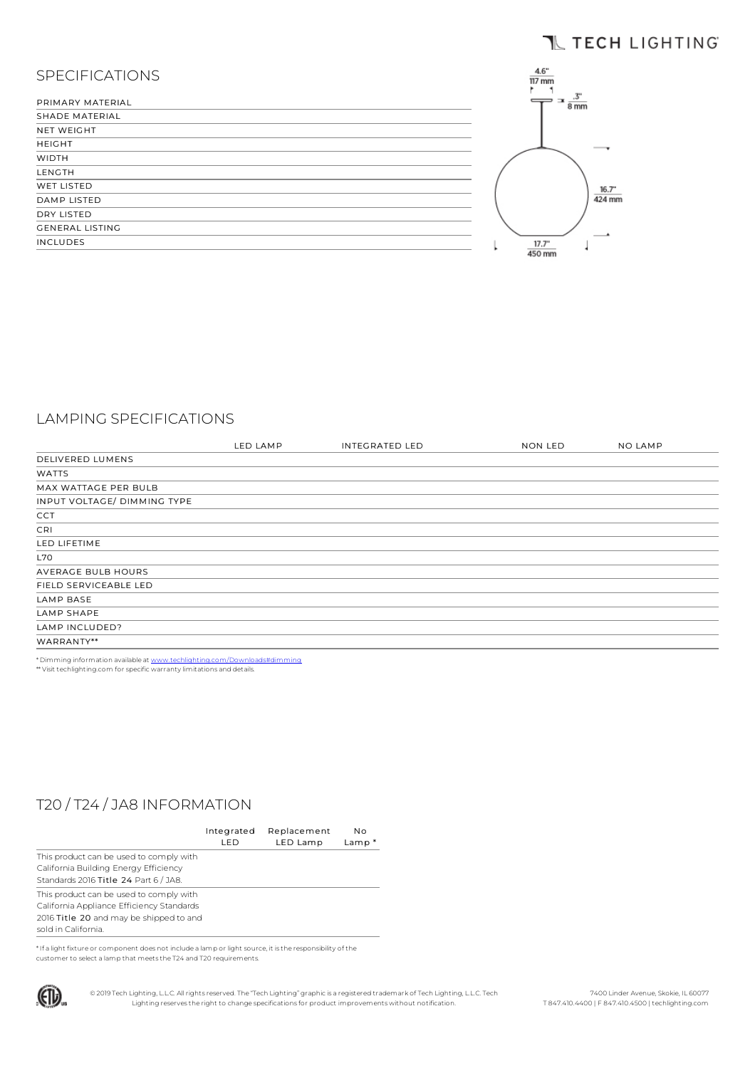## SPECIFICATIONS

| | |
|---|---|
| PRIMARY MATERIAL | |
| SHADE MATERIAL | |
| NET WEIGHT | |
| HEIGHT | |
| WIDTH | |
| LENGTH | |
| WET LISTED | |
| DAMP LISTED | |
| DRY LISTED | |
| GENERAL LISTING | |
| INCLUDES | |

4.6"
117 mm

.3"
8 mm

16.7"
424 mm

17.7"
450 mm

## LAMPING SPECIFICATIONS

| | LED LAMP | INTEGRATED LED | NON LED | NO LAMP |
|---|---|---|---|---|
| DELIVERED LUMENS | | | | |
| WATTS | | | | |
| MAX WATTAGE PER BULB | | | | |
| INPUT VOLTAGE/ DIMMING TYPE | | | | |
| CCT | | | | |
| CRI | | | | |
| LED LIFETIME | | | | |
| L70 | | | | |
| AVERAGE BULB HOURS | | | | |
| FIELD SERVICEABLE LED | | | | |
| LAMP BASE | | | | |
| LAMP SHAPE | | | | |
| LAMP INCLUDED? | | | | |
| WARRANTY** | | | | |

* Dimming information available at www.techlighting.com/Downloads#dimming
** Visit techlighting.com for specific warranty limitations and details.

## T20 / T24 / JA8 INFORMATION

| | Integrated LED | Replacement LED Lamp | No Lamp * |
|---|---|---|---|
| This product can be used to comply with California Building Energy Efficiency Standards 2016 Title 24 Part 6 / JA8. | | | |
| This product can be used to comply with California Appliance Efficiency Standards 2016 Title 20 and may be shipped to and sold in California. | | | |

* If a light fixture or component does not include a lamp or light source, it is the responsibility of the customer to select a lamp that meets the T24 and T20 requirements.

© 2019 Tech Lighting, L.L.C. All rights reserved. The "Tech Lighting" graphic is a registered trademark of Tech Lighting, L.L.C. Tech Lighting reserves the right to change specifications for product improvements without notification.

7400 Linder Avenue, Skokie, IL 60077
T 847.410.4400 | F 847.410.4500 | techlighting.com